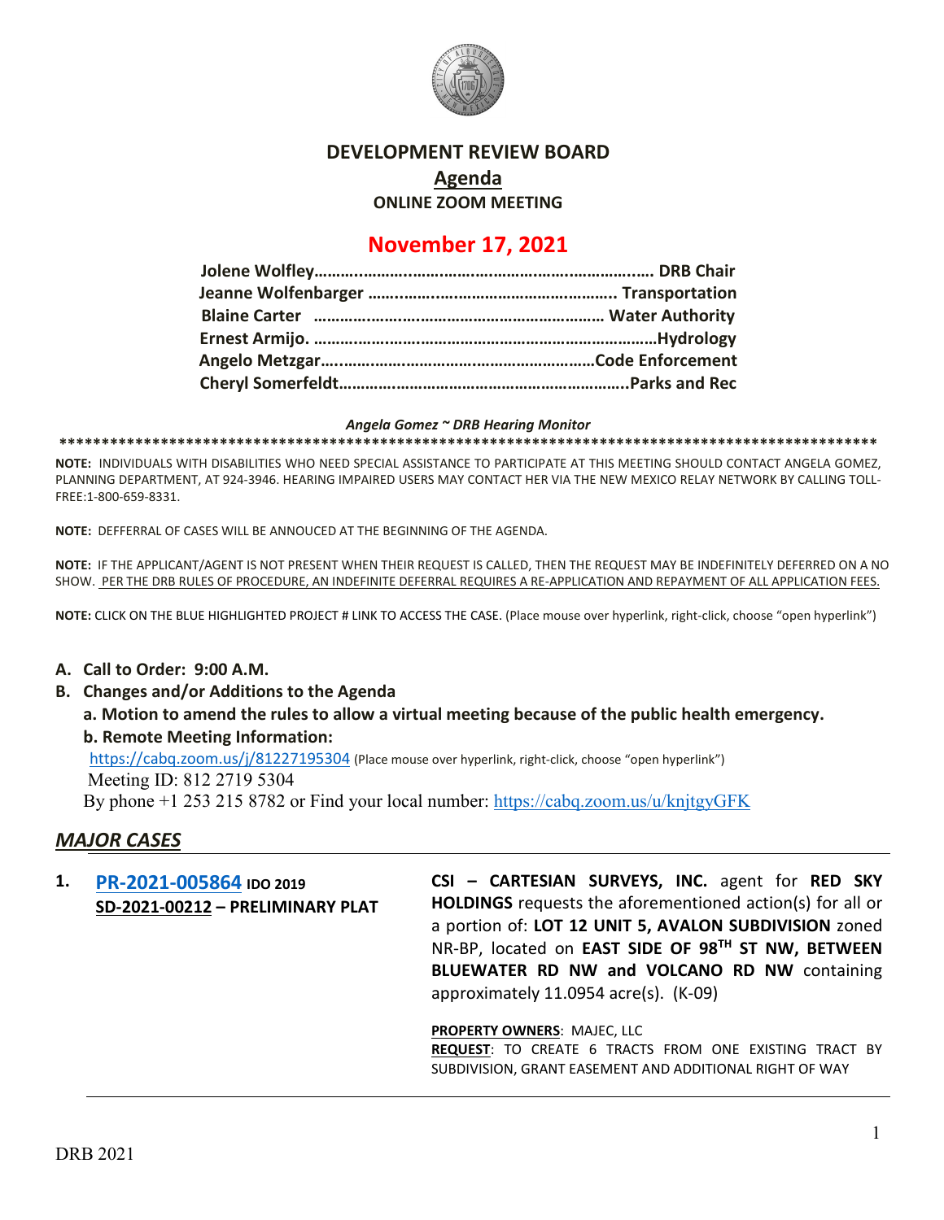# DEVELOPMENT REVIEW BOARD

## Agenda

### ONLINE ZOOM MEETING

## November 17, 2021

Jolene Wolfley………………………………………………………………. DRB Chair
Jeanne Wolfenbarger ………………………………………………. Transportation
Blaine Carter ……………………………………………………… Water Authority
Ernest Armijo. …………………………………………………………………Hydrology
Angelo Metzgar……………………………………………………Code Enforcement
Cheryl Somerfeldt……………………………………………………..Parks and Rec

*Angela Gomez ~ DRB Hearing Monitor*

**********************************************************************************************************

**NOTE:** INDIVIDUALS WITH DISABILITIES WHO NEED SPECIAL ASSISTANCE TO PARTICIPATE AT THIS MEETING SHOULD CONTACT ANGELA GOMEZ, PLANNING DEPARTMENT, AT 924-3946. HEARING IMPAIRED USERS MAY CONTACT HER VIA THE NEW MEXICO RELAY NETWORK BY CALLING TOLL-FREE:1-800-659-8331.

**NOTE:** DEFFERRAL OF CASES WILL BE ANNOUCED AT THE BEGINNING OF THE AGENDA.

**NOTE:** IF THE APPLICANT/AGENT IS NOT PRESENT WHEN THEIR REQUEST IS CALLED, THEN THE REQUEST MAY BE INDEFINITELY DEFERRED ON A NO SHOW. PER THE DRB RULES OF PROCEDURE, AN INDEFINITE DEFERRAL REQUIRES A RE-APPLICATION AND REPAYMENT OF ALL APPLICATION FEES.

**NOTE:** CLICK ON THE BLUE HIGHLIGHTED PROJECT # LINK TO ACCESS THE CASE. (Place mouse over hyperlink, right-click, choose "open hyperlink")

- **A. Call to Order: 9:00 A.M.**
- **B. Changes and/or Additions to the Agenda**
  - **a. Motion to amend the rules to allow a virtual meeting because of the public health emergency.**
  - **b. Remote Meeting Information:**

    https://cabq.zoom.us/j/81227195304 (Place mouse over hyperlink, right-click, choose "open hyperlink")

    Meeting ID: 812 2719 5304

    By phone +1 253 215 8782 or Find your local number: https://cabq.zoom.us/u/knjtgyGFK

## *MAJOR CASES*

**1. PR-2021-005864 IDO 2019**
**SD-2021-00212 – PRELIMINARY PLAT**

**CSI – CARTESIAN SURVEYS, INC.** agent for **RED SKY HOLDINGS** requests the aforementioned action(s) for all or a portion of: **LOT 12 UNIT 5, AVALON SUBDIVISION** zoned NR-BP, located on **EAST SIDE OF 98TH ST NW, BETWEEN BLUEWATER RD NW and VOLCANO RD NW** containing approximately 11.0954 acre(s). (K-09)

**PROPERTY OWNERS**: MAJEC, LLC
**REQUEST**: TO CREATE 6 TRACTS FROM ONE EXISTING TRACT BY SUBDIVISION, GRANT EASEMENT AND ADDITIONAL RIGHT OF WAY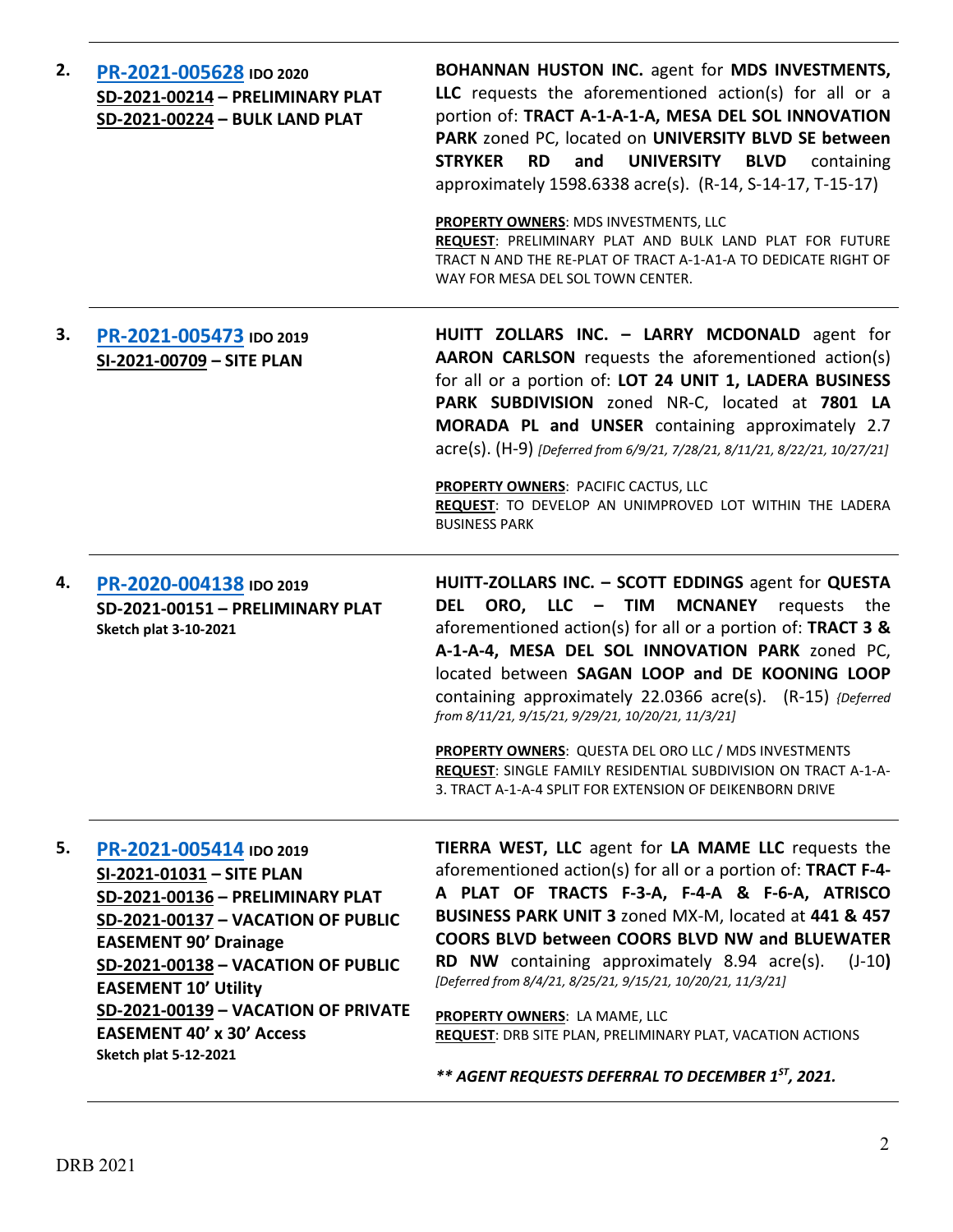**2.** **[PR-2021-005628](#) IDO 2020**
**SD-2021-00214 – PRELIMINARY PLAT**
**SD-2021-00224 – BULK LAND PLAT**

**BOHANNAN HUSTON INC.** agent for **MDS INVESTMENTS, LLC** requests the aforementioned action(s) for all or a portion of: **TRACT A-1-A-1-A, MESA DEL SOL INNOVATION PARK** zoned PC, located on **UNIVERSITY BLVD SE between STRYKER RD and UNIVERSITY BLVD** containing approximately 1598.6338 acre(s). (R-14, S-14-17, T-15-17)

**PROPERTY OWNERS**: MDS INVESTMENTS, LLC
**REQUEST**: PRELIMINARY PLAT AND BULK LAND PLAT FOR FUTURE TRACT N AND THE RE-PLAT OF TRACT A-1-A1-A TO DEDICATE RIGHT OF WAY FOR MESA DEL SOL TOWN CENTER.

---

**3.** **[PR-2021-005473](#) IDO 2019**
**SI-2021-00709 – SITE PLAN**

**HUITT ZOLLARS INC. – LARRY MCDONALD** agent for **AARON CARLSON** requests the aforementioned action(s) for all or a portion of: **LOT 24 UNIT 1, LADERA BUSINESS PARK SUBDIVISION** zoned NR-C, located at **7801 LA MORADA PL and UNSER** containing approximately 2.7 acre(s). (H-9) *[Deferred from 6/9/21, 7/28/21, 8/11/21, 8/22/21, 10/27/21]*

**PROPERTY OWNERS**: PACIFIC CACTUS, LLC
**REQUEST**: TO DEVELOP AN UNIMPROVED LOT WITHIN THE LADERA BUSINESS PARK

---

**4.** **[PR-2020-004138](#) IDO 2019**
**SD-2021-00151 – PRELIMINARY PLAT**
**Sketch plat 3-10-2021**

**HUITT-ZOLLARS INC. – SCOTT EDDINGS** agent for **QUESTA DEL ORO, LLC – TIM MCNANEY** requests the aforementioned action(s) for all or a portion of: **TRACT 3 & A-1-A-4, MESA DEL SOL INNOVATION PARK** zoned PC, located between **SAGAN LOOP and DE KOONING LOOP** containing approximately 22.0366 acre(s). (R-15) *{Deferred from 8/11/21, 9/15/21, 9/29/21, 10/20/21, 11/3/21]*

**PROPERTY OWNERS**: QUESTA DEL ORO LLC / MDS INVESTMENTS
**REQUEST**: SINGLE FAMILY RESIDENTIAL SUBDIVISION ON TRACT A-1-A-3. TRACT A-1-A-4 SPLIT FOR EXTENSION OF DEIKENBORN DRIVE

---

**5.** **[PR-2021-005414](#) IDO 2019**
**SI-2021-01031 – SITE PLAN**
**SD-2021-00136 – PRELIMINARY PLAT**
**SD-2021-00137 – VACATION OF PUBLIC EASEMENT 90' Drainage**
**SD-2021-00138 – VACATION OF PUBLIC EASEMENT 10' Utility**
**SD-2021-00139 – VACATION OF PRIVATE EASEMENT 40' x 30' Access**
**Sketch plat 5-12-2021**

**TIERRA WEST, LLC** agent for **LA MAME LLC** requests the aforementioned action(s) for all or a portion of: **TRACT F-4-A PLAT OF TRACTS F-3-A, F-4-A & F-6-A, ATRISCO BUSINESS PARK UNIT 3** zoned MX-M, located at **441 & 457 COORS BLVD between COORS BLVD NW and BLUEWATER RD NW** containing approximately 8.94 acre(s). (J-10**)** *[Deferred from 8/4/21, 8/25/21, 9/15/21, 10/20/21, 11/3/21]*

**PROPERTY OWNERS**: LA MAME, LLC
**REQUEST**: DRB SITE PLAN, PRELIMINARY PLAT, VACATION ACTIONS

***\*\* AGENT REQUESTS DEFERRAL TO DECEMBER 1ST, 2021.***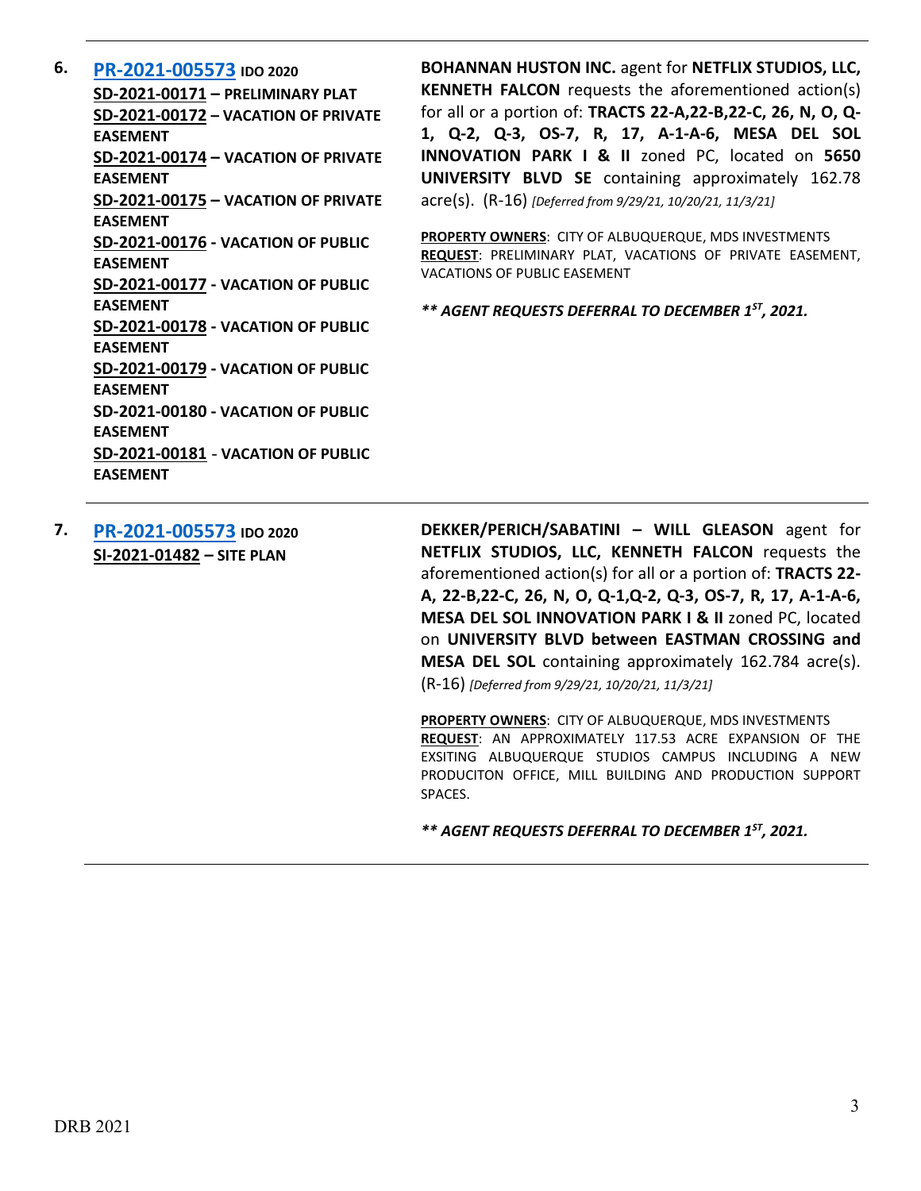**6.** **PR-2021-005573** **IDO 2020**
**SD-2021-00171 – PRELIMINARY PLAT**
**SD-2021-00172 – VACATION OF PRIVATE EASEMENT**
**SD-2021-00174 – VACATION OF PRIVATE EASEMENT**
**SD-2021-00175 – VACATION OF PRIVATE EASEMENT**
**SD-2021-00176 - VACATION OF PUBLIC EASEMENT**
**SD-2021-00177 - VACATION OF PUBLIC EASEMENT**
**SD-2021-00178 - VACATION OF PUBLIC EASEMENT**
**SD-2021-00179 - VACATION OF PUBLIC EASEMENT**
**SD-2021-00180 - VACATION OF PUBLIC EASEMENT**
**SD-2021-00181 - VACATION OF PUBLIC EASEMENT**

**BOHANNAN HUSTON INC.** agent for **NETFLIX STUDIOS, LLC, KENNETH FALCON** requests the aforementioned action(s) for all or a portion of: **TRACTS 22-A,22-B,22-C, 26, N, O, Q-1, Q-2, Q-3, OS-7, R, 17, A-1-A-6, MESA DEL SOL INNOVATION PARK I & II** zoned PC, located on **5650 UNIVERSITY BLVD SE** containing approximately 162.78 acre(s). (R-16) *[Deferred from 9/29/21, 10/20/21, 11/3/21]*

**PROPERTY OWNERS**: CITY OF ALBUQUERQUE, MDS INVESTMENTS
**REQUEST**: PRELIMINARY PLAT, VACATIONS OF PRIVATE EASEMENT, VACATIONS OF PUBLIC EASEMENT

***\*\* AGENT REQUESTS DEFERRAL TO DECEMBER 1ST, 2021.***

---

**7.** **PR-2021-005573** **IDO 2020**
**SI-2021-01482 – SITE PLAN**

**DEKKER/PERICH/SABATINI – WILL GLEASON** agent for **NETFLIX STUDIOS, LLC, KENNETH FALCON** requests the aforementioned action(s) for all or a portion of: **TRACTS 22-A, 22-B,22-C, 26, N, O, Q-1,Q-2, Q-3, OS-7, R, 17, A-1-A-6, MESA DEL SOL INNOVATION PARK I & II** zoned PC, located on **UNIVERSITY BLVD between EASTMAN CROSSING and MESA DEL SOL** containing approximately 162.784 acre(s). (R-16) *[Deferred from 9/29/21, 10/20/21, 11/3/21]*

**PROPERTY OWNERS**: CITY OF ALBUQUERQUE, MDS INVESTMENTS
**REQUEST**: AN APPROXIMATELY 117.53 ACRE EXPANSION OF THE EXSITING ALBUQUERQUE STUDIOS CAMPUS INCLUDING A NEW PRODUCITON OFFICE, MILL BUILDING AND PRODUCTION SUPPORT SPACES.

***\*\* AGENT REQUESTS DEFERRAL TO DECEMBER 1ST, 2021.***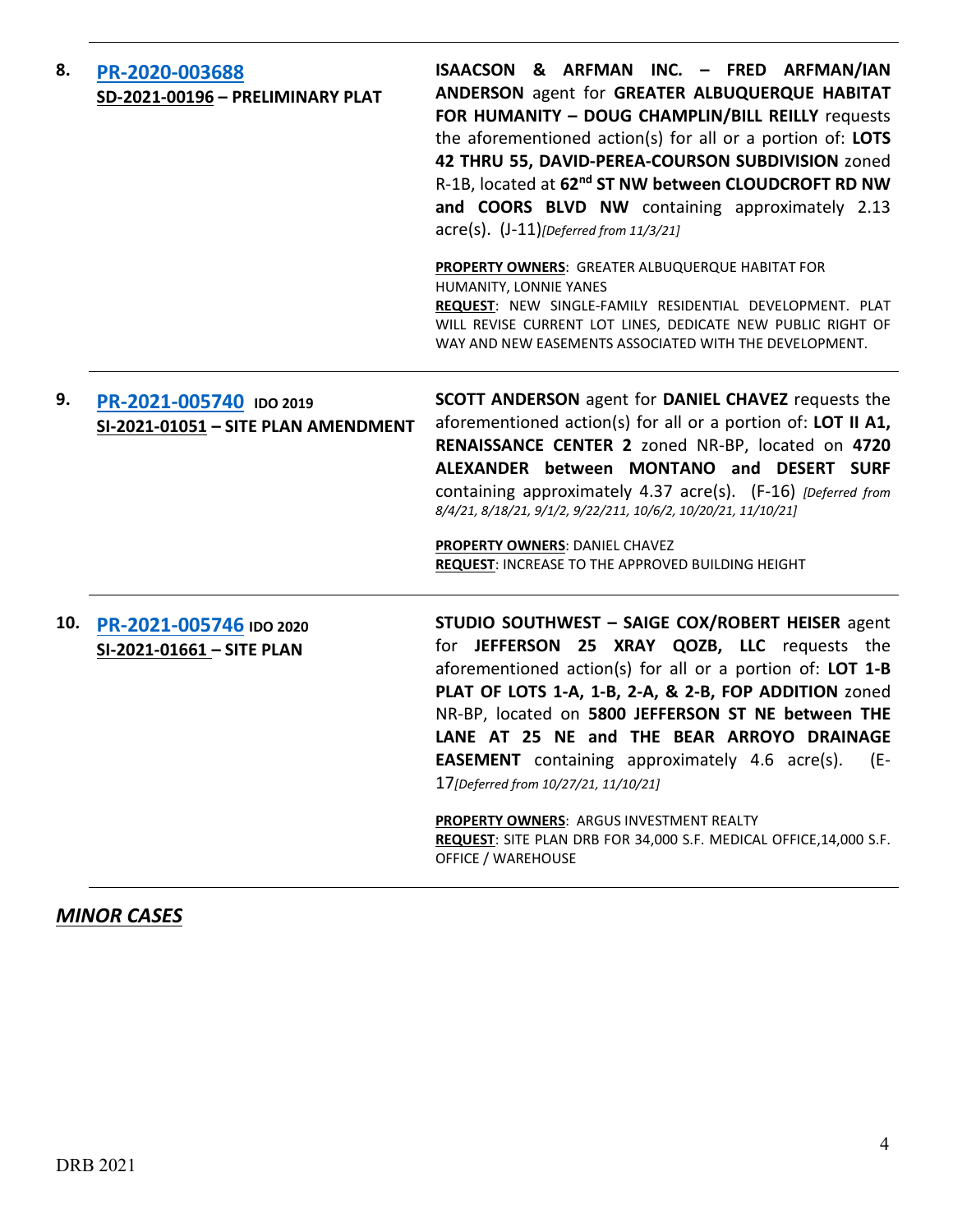| | | |
|---|---|---|
| **8.** | **PR-2020-003688**<br>**SD-2021-00196 – PRELIMINARY PLAT** | **ISAACSON & ARFMAN INC. – FRED ARFMAN/IAN ANDERSON** agent for **GREATER ALBUQUERQUE HABITAT FOR HUMANITY – DOUG CHAMPLIN/BILL REILLY** requests the aforementioned action(s) for all or a portion of: **LOTS 42 THRU 55, DAVID-PEREA-COURSON SUBDIVISION** zoned R-1B, located at **62nd ST NW between CLOUDCROFT RD NW and COORS BLVD NW** containing approximately 2.13 acre(s). (J-11)*[Deferred from 11/3/21]*<br><br>**PROPERTY OWNERS**: GREATER ALBUQUERQUE HABITAT FOR HUMANITY, LONNIE YANES<br>**REQUEST**: NEW SINGLE-FAMILY RESIDENTIAL DEVELOPMENT. PLAT WILL REVISE CURRENT LOT LINES, DEDICATE NEW PUBLIC RIGHT OF WAY AND NEW EASEMENTS ASSOCIATED WITH THE DEVELOPMENT. |
| **9.** | **PR-2021-005740** **IDO 2019**<br>**SI-2021-01051 – SITE PLAN AMENDMENT** | **SCOTT ANDERSON** agent for **DANIEL CHAVEZ** requests the aforementioned action(s) for all or a portion of: **LOT II A1, RENAISSANCE CENTER 2** zoned NR-BP, located on **4720 ALEXANDER between MONTANO and DESERT SURF** containing approximately 4.37 acre(s). (F-16) *[Deferred from 8/4/21, 8/18/21, 9/1/2, 9/22/211, 10/6/2, 10/20/21, 11/10/21]*<br><br>**PROPERTY OWNERS**: DANIEL CHAVEZ<br>**REQUEST**: INCREASE TO THE APPROVED BUILDING HEIGHT |
| **10.** | **PR-2021-005746** **IDO 2020**<br>**SI-2021-01661 – SITE PLAN** | **STUDIO SOUTHWEST – SAIGE COX/ROBERT HEISER** agent for **JEFFERSON 25 XRAY QOZB, LLC** requests the aforementioned action(s) for all or a portion of: **LOT 1-B PLAT OF LOTS 1-A, 1-B, 2-A, & 2-B, FOP ADDITION** zoned NR-BP, located on **5800 JEFFERSON ST NE between THE LANE AT 25 NE and THE BEAR ARROYO DRAINAGE EASEMENT** containing approximately 4.6 acre(s). (E-17*[Deferred from 10/27/21, 11/10/21]*<br><br>**PROPERTY OWNERS**: ARGUS INVESTMENT REALTY<br>**REQUEST**: SITE PLAN DRB FOR 34,000 S.F. MEDICAL OFFICE,14,000 S.F. OFFICE / WAREHOUSE |

***MINOR CASES***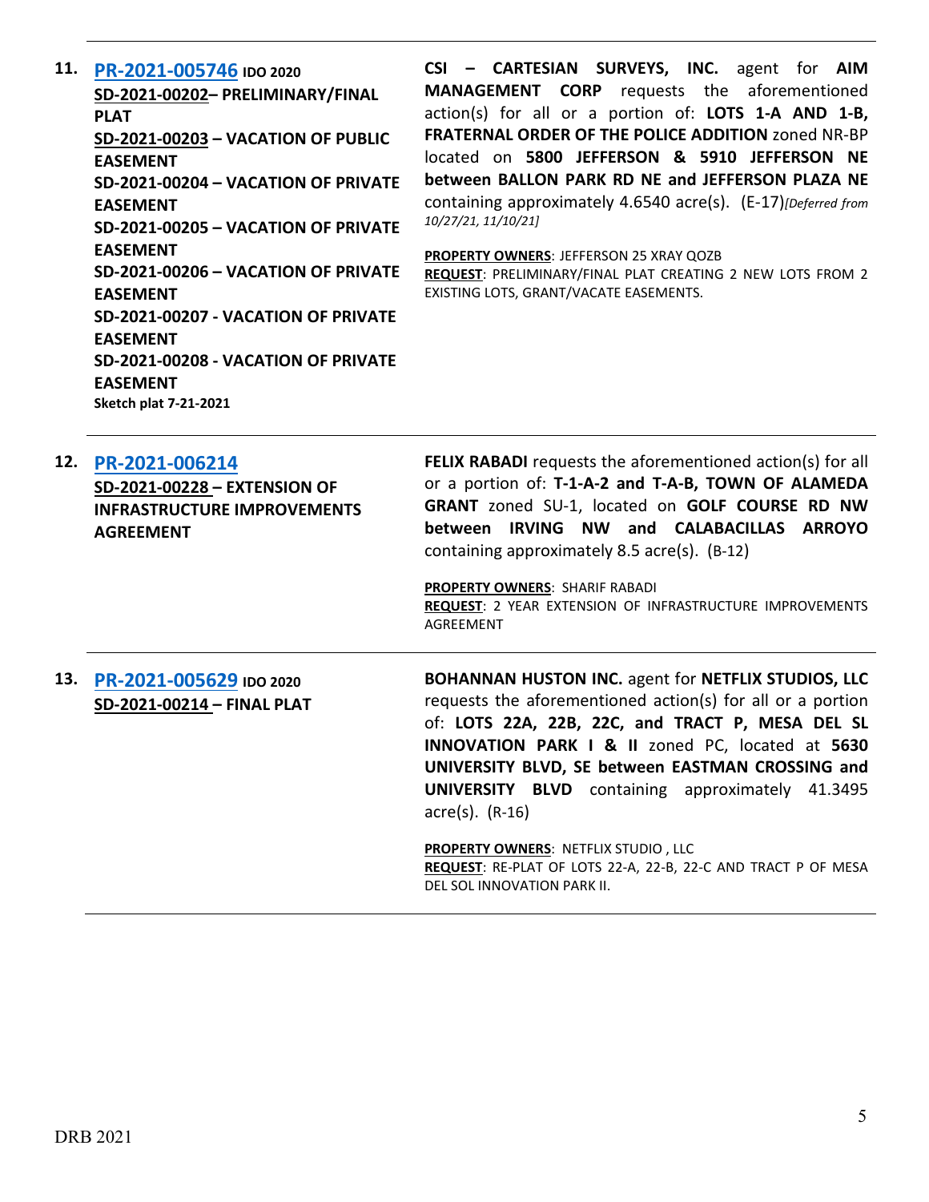**11. PR-2021-005746** **IDO 2020**
**SD-2021-00202– PRELIMINARY/FINAL PLAT**
**SD-2021-00203 – VACATION OF PUBLIC EASEMENT**
**SD-2021-00204 – VACATION OF PRIVATE EASEMENT**
**SD-2021-00205 – VACATION OF PRIVATE EASEMENT**
**SD-2021-00206 – VACATION OF PRIVATE EASEMENT**
**SD-2021-00207 - VACATION OF PRIVATE EASEMENT**
**SD-2021-00208 - VACATION OF PRIVATE EASEMENT**
**Sketch plat 7-21-2021**

**CSI – CARTESIAN SURVEYS, INC.** agent for **AIM MANAGEMENT CORP** requests the aforementioned action(s) for all or a portion of: **LOTS 1-A AND 1-B, FRATERNAL ORDER OF THE POLICE ADDITION** zoned NR-BP located on **5800 JEFFERSON & 5910 JEFFERSON NE between BALLON PARK RD NE and JEFFERSON PLAZA NE** containing approximately 4.6540 acre(s). (E-17)*[Deferred from 10/27/21, 11/10/21]*

**PROPERTY OWNERS**: JEFFERSON 25 XRAY QOZB
**REQUEST**: PRELIMINARY/FINAL PLAT CREATING 2 NEW LOTS FROM 2 EXISTING LOTS, GRANT/VACATE EASEMENTS.

---

**12. PR-2021-006214**
**SD-2021-00228 – EXTENSION OF INFRASTRUCTURE IMPROVEMENTS AGREEMENT**

**FELIX RABADI** requests the aforementioned action(s) for all or a portion of: **T-1-A-2 and T-A-B, TOWN OF ALAMEDA GRANT** zoned SU-1, located on **GOLF COURSE RD NW between IRVING NW and CALABACILLAS ARROYO** containing approximately 8.5 acre(s). (B-12)

**PROPERTY OWNERS**: SHARIF RABADI
**REQUEST**: 2 YEAR EXTENSION OF INFRASTRUCTURE IMPROVEMENTS AGREEMENT

---

**13. PR-2021-005629** **IDO 2020**
**SD-2021-00214 – FINAL PLAT**

**BOHANNAN HUSTON INC.** agent for **NETFLIX STUDIOS, LLC** requests the aforementioned action(s) for all or a portion of: **LOTS 22A, 22B, 22C, and TRACT P, MESA DEL SL INNOVATION PARK I & II** zoned PC, located at **5630 UNIVERSITY BLVD, SE between EASTMAN CROSSING and UNIVERSITY BLVD** containing approximately 41.3495 acre(s). (R-16)

**PROPERTY OWNERS**: NETFLIX STUDIO , LLC
**REQUEST**: RE-PLAT OF LOTS 22-A, 22-B, 22-C AND TRACT P OF MESA DEL SOL INNOVATION PARK II.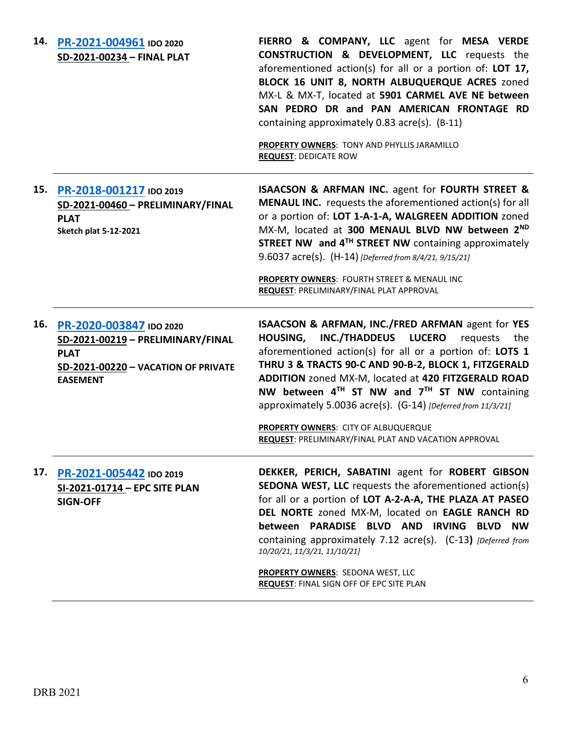| | | |
|---|---|---|
| **14.** | **PR-2021-004961** **IDO 2020**<br>**SD-2021-00234 – FINAL PLAT** | **FIERRO & COMPANY, LLC** agent for **MESA VERDE CONSTRUCTION & DEVELOPMENT, LLC** requests the aforementioned action(s) for all or a portion of: **LOT 17, BLOCK 16 UNIT 8, NORTH ALBUQUERQUE ACRES** zoned MX-L & MX-T, located at **5901 CARMEL AVE NE between SAN PEDRO DR and PAN AMERICAN FRONTAGE RD** containing approximately 0.83 acre(s). (B-11)<br><br>**PROPERTY OWNERS**: TONY AND PHYLLIS JARAMILLO<br>**REQUEST**: DEDICATE ROW |
| **15.** | **PR-2018-001217** **IDO 2019**<br>**SD-2021-00460 – PRELIMINARY/FINAL PLAT**<br>**Sketch plat 5-12-2021** | **ISAACSON & ARFMAN INC.** agent for **FOURTH STREET & MENAUL INC.** requests the aforementioned action(s) for all or a portion of: **LOT 1-A-1-A, WALGREEN ADDITION** zoned MX-M, located at **300 MENAUL BLVD NW between 2ND STREET NW and 4TH STREET NW** containing approximately 9.6037 acre(s). (H-14) *[Deferred from 8/4/21, 9/15/21]*<br><br>**PROPERTY OWNERS**: FOURTH STREET & MENAUL INC<br>**REQUEST**: PRELIMINARY/FINAL PLAT APPROVAL |
| **16.** | **PR-2020-003847** **IDO 2020**<br>**SD-2021-00219 – PRELIMINARY/FINAL PLAT**<br>**SD-2021-00220 – VACATION OF PRIVATE EASEMENT** | **ISAACSON & ARFMAN, INC./FRED ARFMAN** agent for **YES HOUSING, INC./THADDEUS LUCERO** requests the aforementioned action(s) for all or a portion of: **LOTS 1 THRU 3 & TRACTS 90-C AND 90-B-2, BLOCK 1, FITZGERALD ADDITION** zoned MX-M, located at **420 FITZGERALD ROAD NW between 4TH ST NW and 7TH ST NW** containing approximately 5.0036 acre(s). (G-14) *[Deferred from 11/3/21]*<br><br>**PROPERTY OWNERS**: CITY OF ALBUQUERQUE<br>**REQUEST**: PRELIMINARY/FINAL PLAT AND VACATION APPROVAL |
| **17.** | **PR-2021-005442** **IDO 2019**<br>**SI-2021-01714 – EPC SITE PLAN SIGN-OFF** | **DEKKER, PERICH, SABATINI** agent for **ROBERT GIBSON SEDONA WEST, LLC** requests the aforementioned action(s) for all or a portion of **LOT A-2-A-A, THE PLAZA AT PASEO DEL NORTE** zoned MX-M, located on **EAGLE RANCH RD between PARADISE BLVD AND IRVING BLVD NW** containing approximately 7.12 acre(s). (C-13**)** *[Deferred from 10/20/21, 11/3/21, 11/10/21]*<br><br>**PROPERTY OWNERS**: SEDONA WEST, LLC<br>**REQUEST**: FINAL SIGN OFF OF EPC SITE PLAN |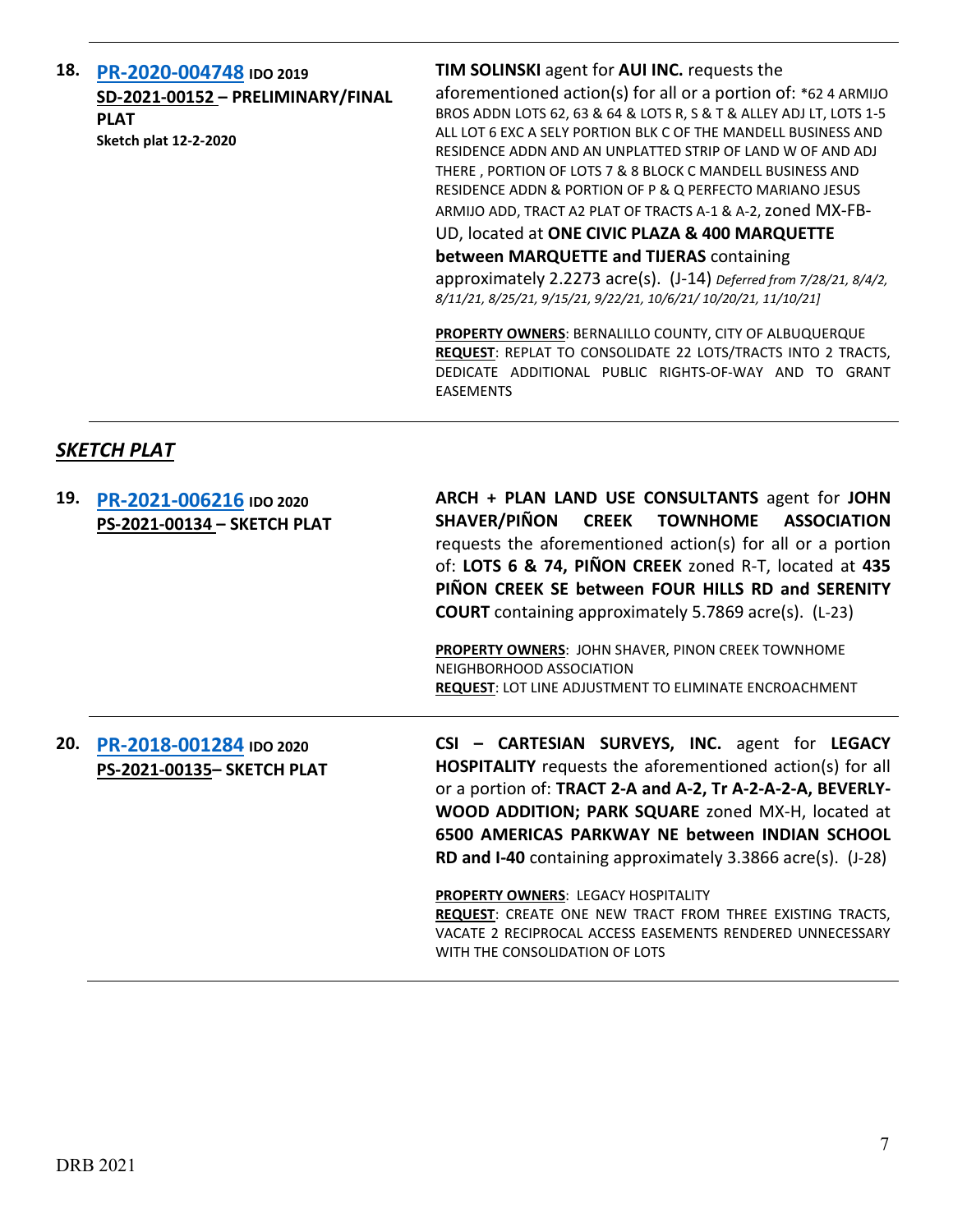**18. [PR-2020-004748](PR-2020-004748) IDO 2019**
**SD-2021-00152 – PRELIMINARY/FINAL PLAT**
**Sketch plat 12-2-2020**

**TIM SOLINSKI** agent for **AUI INC.** requests the aforementioned action(s) for all or a portion of: *62 4 ARMIJO BROS ADDN LOTS 62, 63 & 64 & LOTS R, S & T & ALLEY ADJ LT, LOTS 1-5 ALL LOT 6 EXC A SELY PORTION BLK C OF THE MANDELL BUSINESS AND RESIDENCE ADDN AND AN UNPLATTED STRIP OF LAND W OF AND ADJ THERE , PORTION OF LOTS 7 & 8 BLOCK C MANDELL BUSINESS AND RESIDENCE ADDN & PORTION OF P & Q PERFECTO MARIANO JESUS ARMIJO ADD, TRACT A2 PLAT OF TRACTS A-1 & A-2, zoned MX-FB-UD, located at **ONE CIVIC PLAZA & 400 MARQUETTE between MARQUETTE and TIJERAS** containing approximately 2.2273 acre(s). (J-14) *Deferred from 7/28/21, 8/4/2, 8/11/21, 8/25/21, 9/15/21, 9/22/21, 10/6/21/ 10/20/21, 11/10/21]*

**PROPERTY OWNERS**: BERNALILLO COUNTY, CITY OF ALBUQUERQUE
**REQUEST**: REPLAT TO CONSOLIDATE 22 LOTS/TRACTS INTO 2 TRACTS, DEDICATE ADDITIONAL PUBLIC RIGHTS-OF-WAY AND TO GRANT EASEMENTS

---

## *SKETCH PLAT*

**19. [PR-2021-006216](PR-2021-006216) IDO 2020**
**PS-2021-00134 – SKETCH PLAT**

**ARCH + PLAN LAND USE CONSULTANTS** agent for **JOHN SHAVER/PIÑON CREEK TOWNHOME ASSOCIATION** requests the aforementioned action(s) for all or a portion of: **LOTS 6 & 74, PIÑON CREEK** zoned R-T, located at **435 PIÑON CREEK SE between FOUR HILLS RD and SERENITY COURT** containing approximately 5.7869 acre(s). (L-23)

**PROPERTY OWNERS**: JOHN SHAVER, PINON CREEK TOWNHOME NEIGHBORHOOD ASSOCIATION
**REQUEST**: LOT LINE ADJUSTMENT TO ELIMINATE ENCROACHMENT

---

**20. [PR-2018-001284](PR-2018-001284) IDO 2020**
**PS-2021-00135– SKETCH PLAT**

**CSI – CARTESIAN SURVEYS, INC.** agent for **LEGACY HOSPITALITY** requests the aforementioned action(s) for all or a portion of: **TRACT 2-A and A-2, Tr A-2-A-2-A, BEVERLY-WOOD ADDITION; PARK SQUARE** zoned MX-H, located at **6500 AMERICAS PARKWAY NE between INDIAN SCHOOL RD and I-40** containing approximately 3.3866 acre(s). (J-28)

**PROPERTY OWNERS**: LEGACY HOSPITALITY
**REQUEST**: CREATE ONE NEW TRACT FROM THREE EXISTING TRACTS, VACATE 2 RECIPROCAL ACCESS EASEMENTS RENDERED UNNECESSARY WITH THE CONSOLIDATION OF LOTS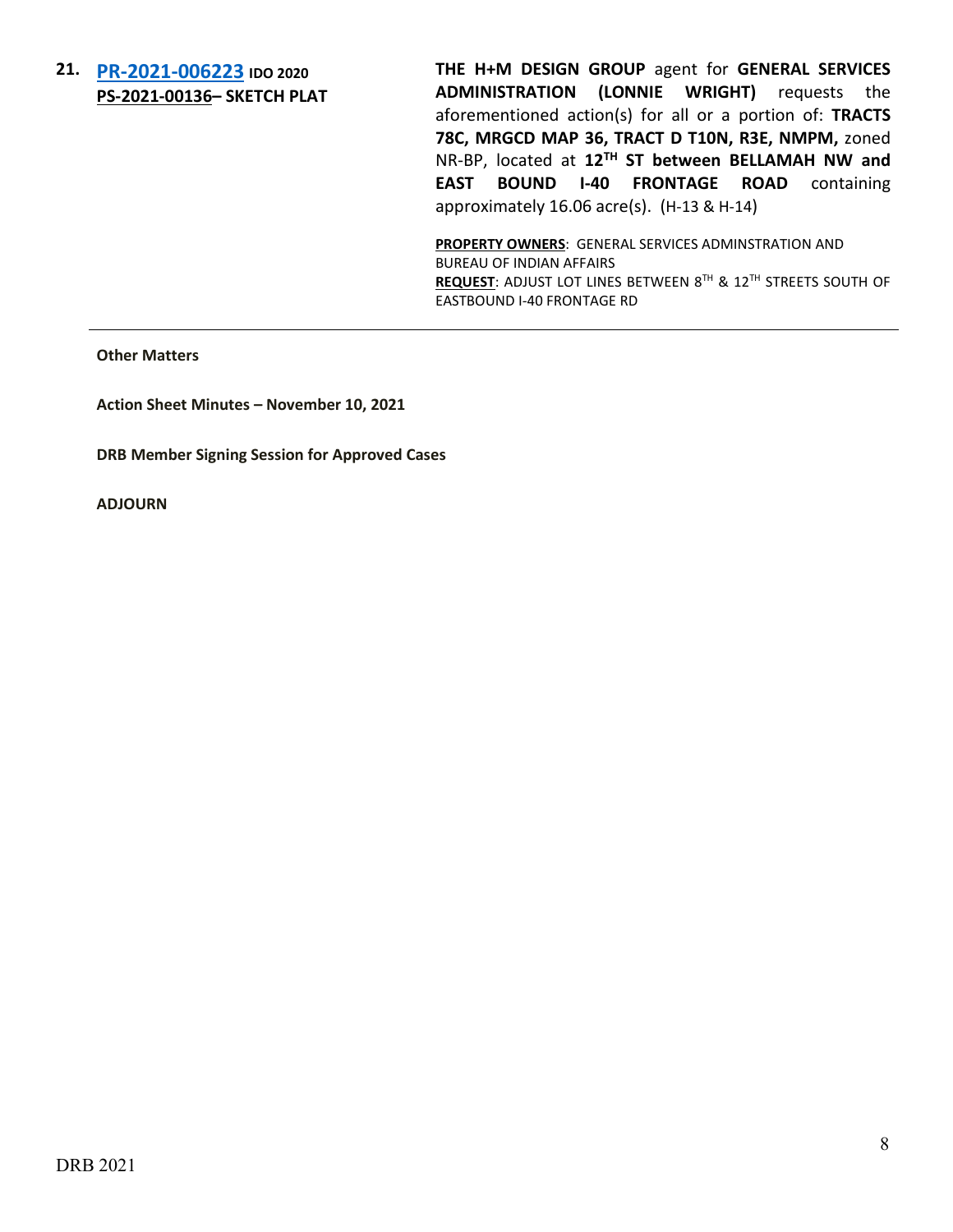21. **PR-2021-006223** **IDO 2020**
**PS-2021-00136– SKETCH PLAT**

**THE H+M DESIGN GROUP** agent for **GENERAL SERVICES ADMINISTRATION (LONNIE WRIGHT)** requests the aforementioned action(s) for all or a portion of: **TRACTS 78C, MRGCD MAP 36, TRACT D T10N, R3E, NMPM,** zoned NR-BP, located at **12TH ST between BELLAMAH NW and EAST BOUND I-40 FRONTAGE ROAD** containing approximately 16.06 acre(s). (H-13 & H-14)

**PROPERTY OWNERS**: GENERAL SERVICES ADMINSTRATION AND BUREAU OF INDIAN AFFAIRS
**REQUEST**: ADJUST LOT LINES BETWEEN 8TH & 12TH STREETS SOUTH OF EASTBOUND I-40 FRONTAGE RD

---

**Other Matters**

**Action Sheet Minutes – November 10, 2021**

**DRB Member Signing Session for Approved Cases**

**ADJOURN**